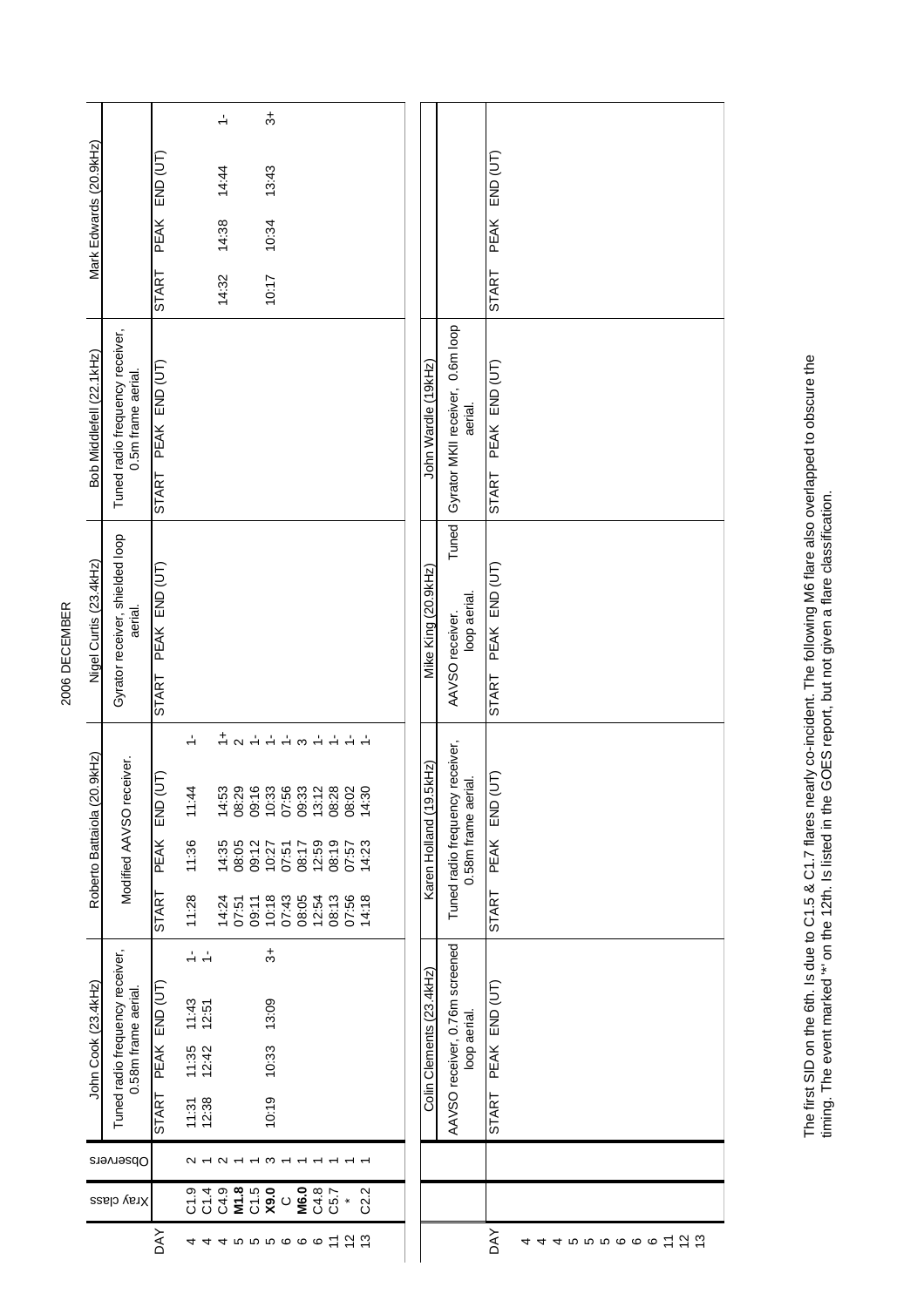# 2006 DECEMBER

| DAY | Xray class | Observers | John Cook (23.4kHz) Tuned radio frequency receiver, 0.58m frame aerial. | | | | Roberto Battaiola (20.9kHz) Modified AAVSO receiver. | | | | Nigel Curtis (23.4kHz) Gyrator receiver, shielded loop aerial. | | | Bob Middlefell (22.1kHz) Tuned radio frequency receiver, 0.5m frame aerial. | | | Mark Edwards (20.9kHz) | | | |
|---|---|---|---|---|---|---|---|---|---|---|---|---|---|---|---|---|---|---|---|---|
| | | | START | PEAK | END (UT) | | START | PEAK | END (UT) | | START | PEAK | END (UT) | START | PEAK | END (UT) | START | PEAK | END (UT) | |
| 4 | C1.9 | 2 | 11:31 | 11:35 | 11:43 | 1- | 11:28 | 11:36 | 11:44 | 1- | | | | | | | | | | |
| 4 | C1.4 | 1 | 12:38 | 12:42 | 12:51 | 1- | | | | | | | | | | | | | | |
| 4 | C4.9 | 2 | | | | | 14:24 | 14:35 | 14:53 | 1+ | | | | | | | 14:32 | 14:38 | 14:44 | 1- |
| 5 | **M1.8** | 1 | | | | | 07:51 | 08:05 | 08:29 | 2 | | | | | | | | | | |
| 5 | C1.5 | 1 | | | | | 09:11 | 09:12 | 09:16 | 1- | | | | | | | | | | |
| 5 | **X9.0** | 3 | 10:19 | 10:33 | 13:09 | 3+ | 10:18 | 10:27 | 10:33 | 1- | | | | | | | 10:17 | 10:34 | 13:43 | 3+ |
| 6 | C | 1 | | | | | 07:43 | 07:51 | 07:56 | 1- | | | | | | | | | | |
| 6 | **M6.0** | 1 | | | | | 08:05 | 08:17 | 09:33 | 3 | | | | | | | | | | |
| 6 | C4.8 | 1 | | | | | 12:54 | 12:59 | 13:12 | 1- | | | | | | | | | | |
| 11 | C5.7 | 1 | | | | | 08:13 | 08:19 | 08:28 | 1- | | | | | | | | | | |
| 12 | * | 1 | | | | | 07:56 | 07:57 | 08:02 | 1- | | | | | | | | | | |
| 13 | C2.2 | 1 | | | | | 14:18 | 14:23 | 14:30 | 1- | | | | | | | | | | |

| DAY | Colin Clements (23.4kHz) AAVSO receiver, 0.76m screened loop aerial. | | | Karen Holland (19.5kHz) Tuned radio frequency receiver, 0.58m frame aerial. | | | Mike King (20.9kHz) AAVSO receiver. Tuned loop aerial. | | | John Wardle (19kHz) Gyrator MKII receiver, 0.6m loop aerial. | | | | | |
|---|---|---|---|---|---|---|---|---|---|---|---|---|---|---|---|
| | START | PEAK | END (UT) | START | PEAK | END (UT) | START | PEAK | END (UT) | START | PEAK | END (UT) | START | PEAK | END (UT) |
| 4 | | | | | | | | | | | | | | | |
| 4 | | | | | | | | | | | | | | | |
| 4 | | | | | | | | | | | | | | | |
| 5 | | | | | | | | | | | | | | | |
| 5 | | | | | | | | | | | | | | | |
| 5 | | | | | | | | | | | | | | | |
| 6 | | | | | | | | | | | | | | | |
| 6 | | | | | | | | | | | | | | | |
| 6 | | | | | | | | | | | | | | | |
| 11 | | | | | | | | | | | | | | | |
| 12 | | | | | | | | | | | | | | | |
| 13 | | | | | | | | | | | | | | | |

The first SID on the 6th. Is due to C1.5 & C1.7 flares nearly co-incident. The following M6 flare also overlapped to obscure the timing. The event marked '*' on the 12th. Is listed in the GOES report, but not given a flare classification.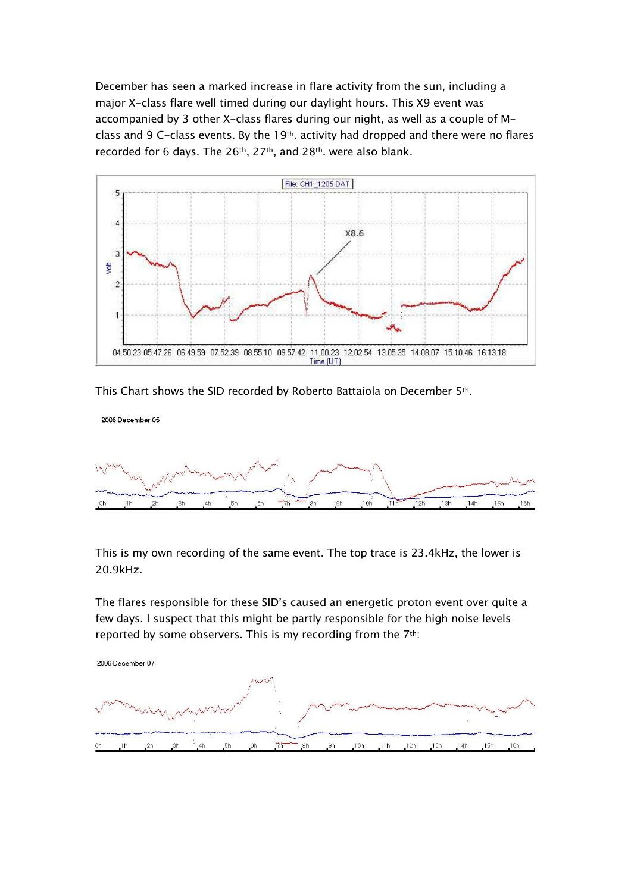December has seen a marked increase in flare activity from the sun, including a major X-class flare well timed during our daylight hours. This X9 event was accompanied by 3 other X-class flares during our night, as well as a couple of M-class and 9 C-class events. By the 19th. activity had dropped and there were no flares recorded for 6 days. The 26th, 27th, and 28th. were also blank.

This Chart shows the SID recorded by Roberto Battaiola on December 5th.

This is my own recording of the same event. The top trace is 23.4kHz, the lower is 20.9kHz.

The flares responsible for these SID's caused an energetic proton event over quite a few days. I suspect that this might be partly responsible for the high noise levels reported by some observers. This is my recording from the 7th: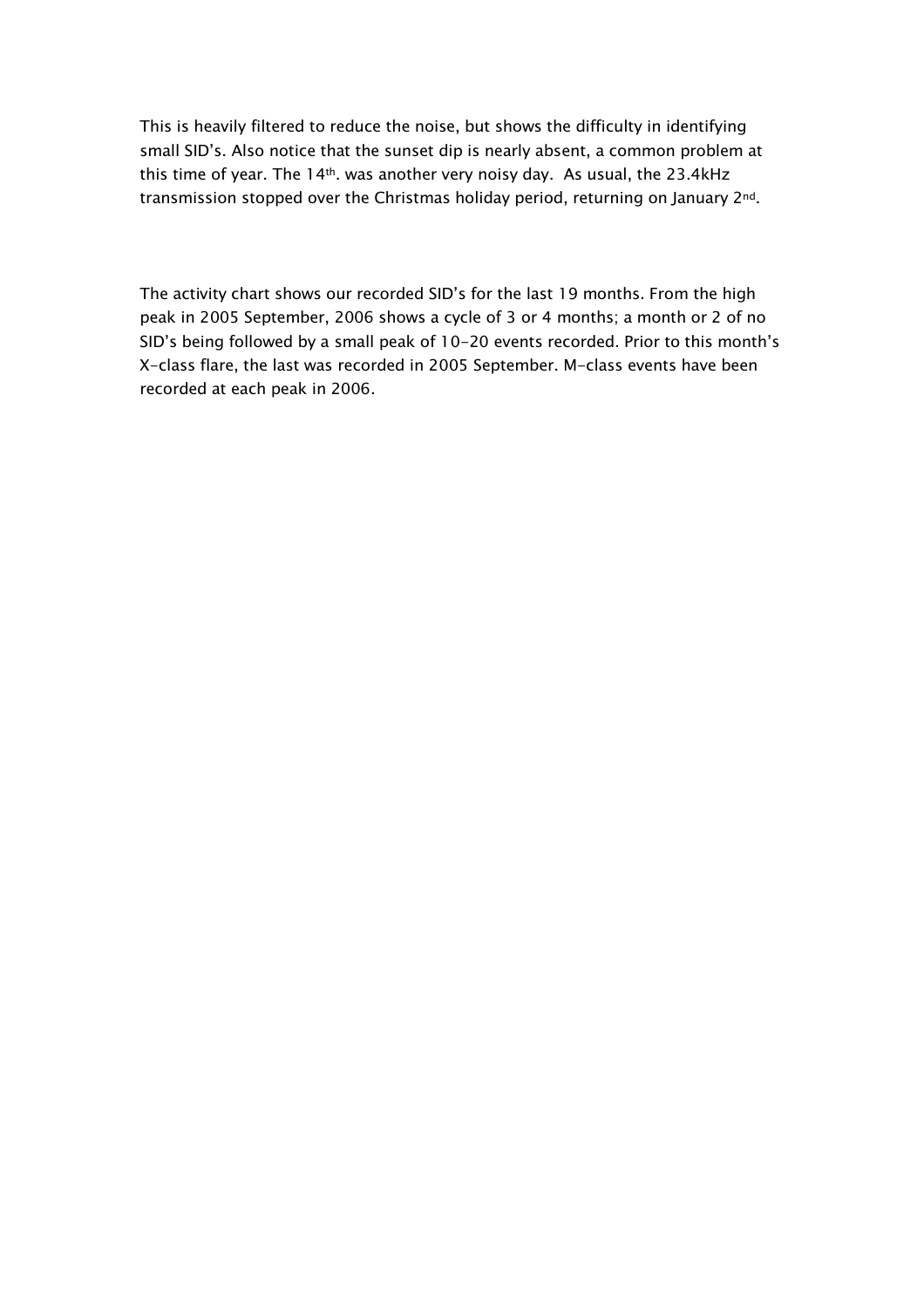This is heavily filtered to reduce the noise, but shows the difficulty in identifying small SID's. Also notice that the sunset dip is nearly absent, a common problem at this time of year. The 14th. was another very noisy day. As usual, the 23.4kHz transmission stopped over the Christmas holiday period, returning on January 2nd.

The activity chart shows our recorded SID's for the last 19 months. From the high peak in 2005 September, 2006 shows a cycle of 3 or 4 months; a month or 2 of no SID's being followed by a small peak of 10-20 events recorded. Prior to this month's X-class flare, the last was recorded in 2005 September. M-class events have been recorded at each peak in 2006.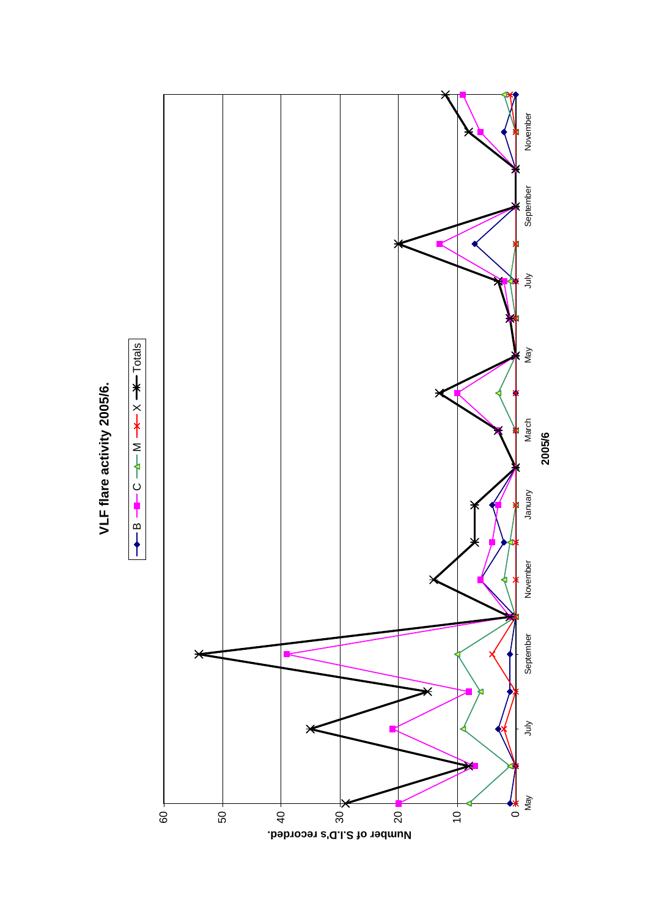**VLF flare activity 2005/6.**

B  C  M  X  Totals

Number of S.I.D's recorded.

60
50
40
30
20
10
0

May
July
September
November
January
March
May
July
September
November

2005/6